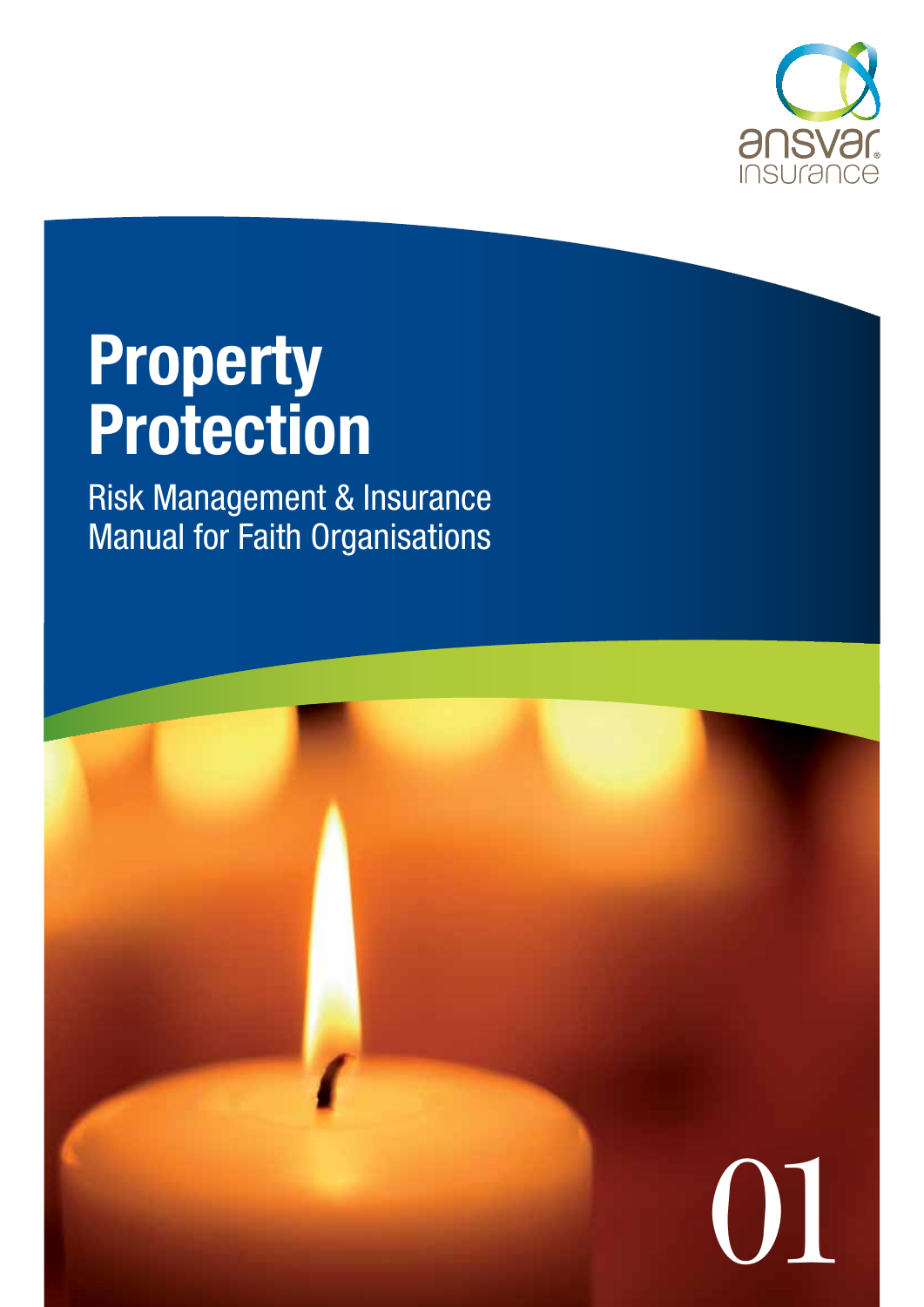ansvar insurance

# Property Protection

Risk Management & Insurance Manual for Faith Organisations

01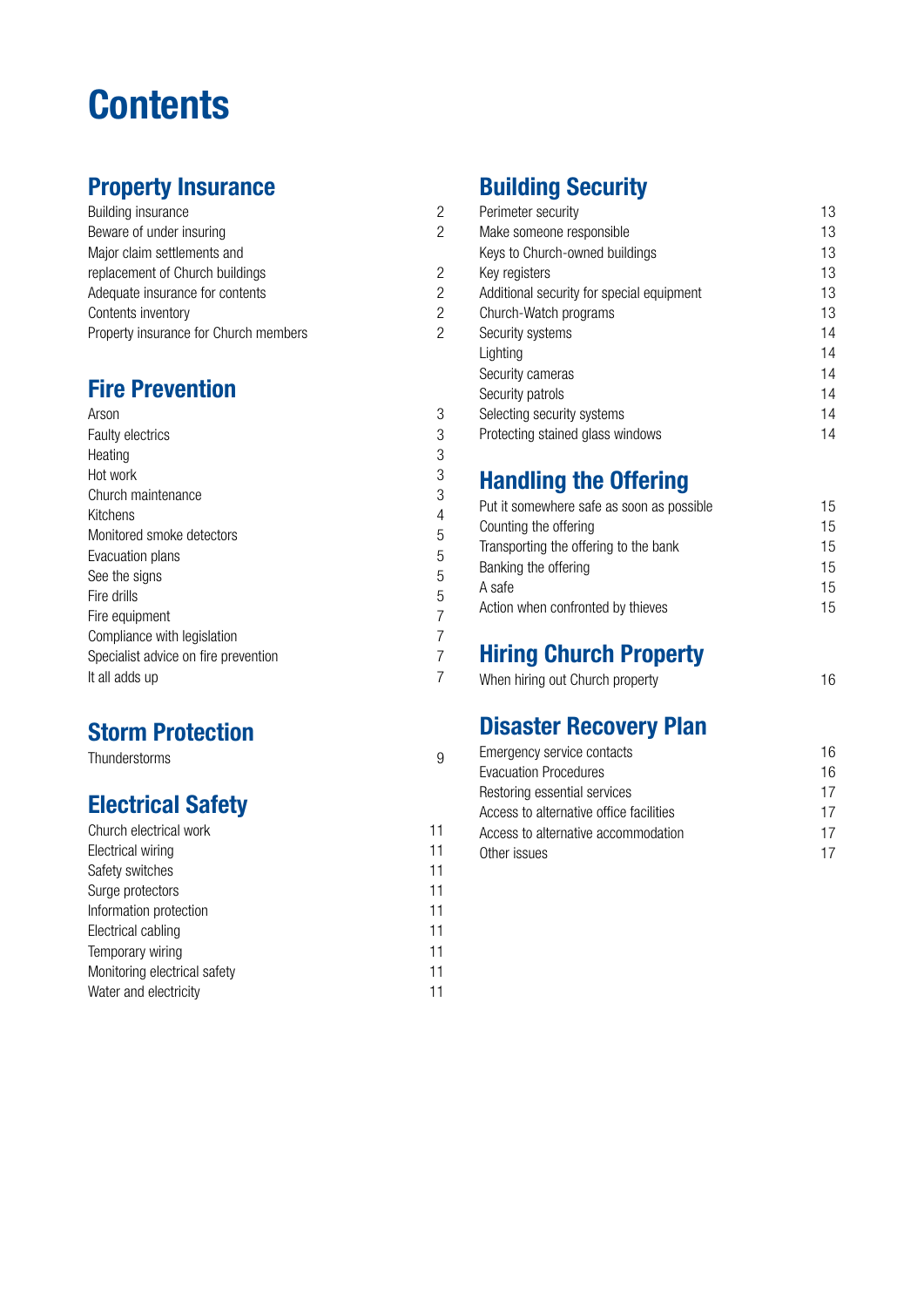# Contents

## Property Insurance

| | |
|---|---|
| Building insurance | 2 |
| Beware of under insuring | 2 |
| Major claim settlements and replacement of Church buildings | 2 |
| Adequate insurance for contents | 2 |
| Contents inventory | 2 |
| Property insurance for Church members | 2 |

## Fire Prevention

| | |
|---|---|
| Arson | 3 |
| Faulty electrics | 3 |
| Heating | 3 |
| Hot work | 3 |
| Church maintenance | 3 |
| Kitchens | 4 |
| Monitored smoke detectors | 5 |
| Evacuation plans | 5 |
| See the signs | 5 |
| Fire drills | 5 |
| Fire equipment | 7 |
| Compliance with legislation | 7 |
| Specialist advice on fire prevention | 7 |
| It all adds up | 7 |

## Storm Protection

| | |
|---|---|
| Thunderstorms | 9 |

## Electrical Safety

| | |
|---|---|
| Church electrical work | 11 |
| Electrical wiring | 11 |
| Safety switches | 11 |
| Surge protectors | 11 |
| Information protection | 11 |
| Electrical cabling | 11 |
| Temporary wiring | 11 |
| Monitoring electrical safety | 11 |
| Water and electricity | 11 |

## Building Security

| | |
|---|---|
| Perimeter security | 13 |
| Make someone responsible | 13 |
| Keys to Church-owned buildings | 13 |
| Key registers | 13 |
| Additional security for special equipment | 13 |
| Church-Watch programs | 13 |
| Security systems | 14 |
| Lighting | 14 |
| Security cameras | 14 |
| Security patrols | 14 |
| Selecting security systems | 14 |
| Protecting stained glass windows | 14 |

## Handling the Offering

| | |
|---|---|
| Put it somewhere safe as soon as possible | 15 |
| Counting the offering | 15 |
| Transporting the offering to the bank | 15 |
| Banking the offering | 15 |
| A safe | 15 |
| Action when confronted by thieves | 15 |

## Hiring Church Property

| | |
|---|---|
| When hiring out Church property | 16 |

## Disaster Recovery Plan

| | |
|---|---|
| Emergency service contacts | 16 |
| Evacuation Procedures | 16 |
| Restoring essential services | 17 |
| Access to alternative office facilities | 17 |
| Access to alternative accommodation | 17 |
| Other issues | 17 |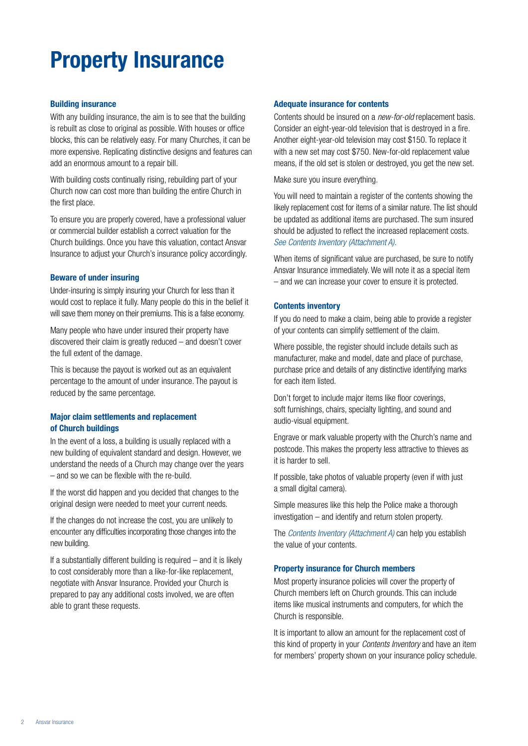# Property Insurance

### Building insurance

With any building insurance, the aim is to see that the building is rebuilt as close to original as possible. With houses or office blocks, this can be relatively easy. For many Churches, it can be more expensive. Replicating distinctive designs and features can add an enormous amount to a repair bill.

With building costs continually rising, rebuilding part of your Church now can cost more than building the entire Church in the first place.

To ensure you are properly covered, have a professional valuer or commercial builder establish a correct valuation for the Church buildings. Once you have this valuation, contact Ansvar Insurance to adjust your Church's insurance policy accordingly.

### Beware of under insuring

Under-insuring is simply insuring your Church for less than it would cost to replace it fully. Many people do this in the belief it will save them money on their premiums. This is a false economy.

Many people who have under insured their property have discovered their claim is greatly reduced – and doesn't cover the full extent of the damage.

This is because the payout is worked out as an equivalent percentage to the amount of under insurance. The payout is reduced by the same percentage.

### Major claim settlements and replacement of Church buildings

In the event of a loss, a building is usually replaced with a new building of equivalent standard and design. However, we understand the needs of a Church may change over the years – and so we can be flexible with the re-build.

If the worst did happen and you decided that changes to the original design were needed to meet your current needs.

If the changes do not increase the cost, you are unlikely to encounter any difficulties incorporating those changes into the new building.

If a substantially different building is required – and it is likely to cost considerably more than a like-for-like replacement, negotiate with Ansvar Insurance. Provided your Church is prepared to pay any additional costs involved, we are often able to grant these requests.

### Adequate insurance for contents

Contents should be insured on a *new-for-old* replacement basis. Consider an eight-year-old television that is destroyed in a fire. Another eight-year-old television may cost $150. To replace it with a new set may cost $750. New-for-old replacement value means, if the old set is stolen or destroyed, you get the new set.

Make sure you insure everything.

You will need to maintain a register of the contents showing the likely replacement cost for items of a similar nature. The list should be updated as additional items are purchased. The sum insured should be adjusted to reflect the increased replacement costs. *See Contents Inventory (Attachment A).*

When items of significant value are purchased, be sure to notify Ansvar Insurance immediately. We will note it as a special item – and we can increase your cover to ensure it is protected.

### Contents inventory

If you do need to make a claim, being able to provide a register of your contents can simplify settlement of the claim.

Where possible, the register should include details such as manufacturer, make and model, date and place of purchase, purchase price and details of any distinctive identifying marks for each item listed.

Don't forget to include major items like floor coverings, soft furnishings, chairs, specialty lighting, and sound and audio-visual equipment.

Engrave or mark valuable property with the Church's name and postcode. This makes the property less attractive to thieves as it is harder to sell.

If possible, take photos of valuable property (even if with just a small digital camera).

Simple measures like this help the Police make a thorough investigation – and identify and return stolen property.

The *Contents Inventory (Attachment A)* can help you establish the value of your contents.

### Property insurance for Church members

Most property insurance policies will cover the property of Church members left on Church grounds. This can include items like musical instruments and computers, for which the Church is responsible.

It is important to allow an amount for the replacement cost of this kind of property in your *Contents Inventory* and have an item for members' property shown on your insurance policy schedule.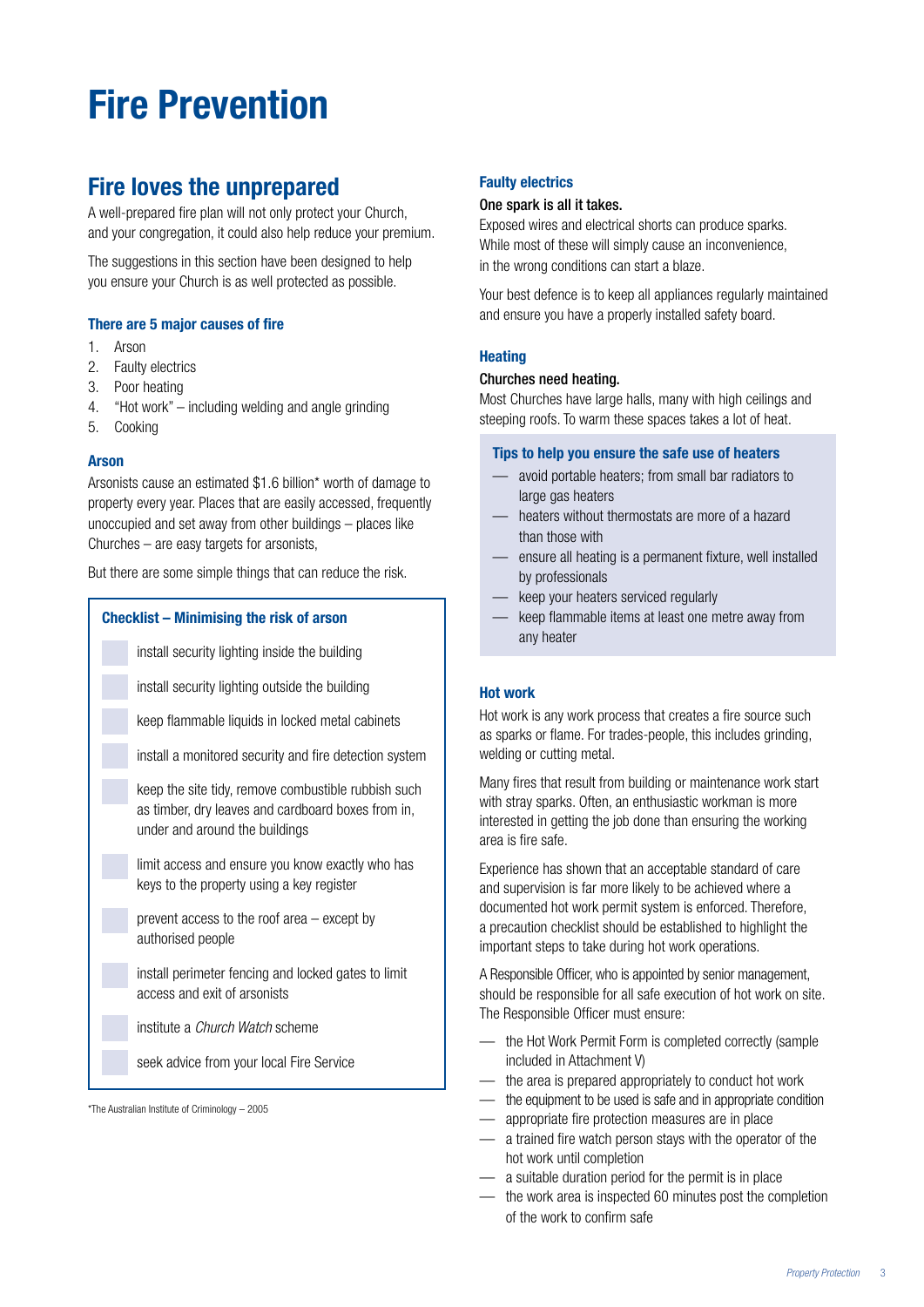# Fire Prevention

## Fire loves the unprepared

A well-prepared fire plan will not only protect your Church, and your congregation, it could also help reduce your premium.

The suggestions in this section have been designed to help you ensure your Church is as well protected as possible.

### There are 5 major causes of fire

1. Arson
2. Faulty electrics
3. Poor heating
4. "Hot work" – including welding and angle grinding
5. Cooking

### Arson

Arsonists cause an estimated $1.6 billion* worth of damage to property every year. Places that are easily accessed, frequently unoccupied and set away from other buildings – places like Churches – are easy targets for arsonists,

But there are some simple things that can reduce the risk.

**Checklist – Minimising the risk of arson**

- [ ] install security lighting inside the building
- [ ] install security lighting outside the building
- [ ] keep flammable liquids in locked metal cabinets
- [ ] install a monitored security and fire detection system
- [ ] keep the site tidy, remove combustible rubbish such as timber, dry leaves and cardboard boxes from in, under and around the buildings
- [ ] limit access and ensure you know exactly who has keys to the property using a key register
- [ ] prevent access to the roof area – except by authorised people
- [ ] install perimeter fencing and locked gates to limit access and exit of arsonists
- [ ] institute a *Church Watch* scheme
- [ ] seek advice from your local Fire Service

*The Australian Institute of Criminology – 2005

### Faulty electrics

**One spark is all it takes.**

Exposed wires and electrical shorts can produce sparks. While most of these will simply cause an inconvenience, in the wrong conditions can start a blaze.

Your best defence is to keep all appliances regularly maintained and ensure you have a properly installed safety board.

### Heating

**Churches need heating.**

Most Churches have large halls, many with high ceilings and steeping roofs. To warm these spaces takes a lot of heat.

**Tips to help you ensure the safe use of heaters**

- avoid portable heaters; from small bar radiators to large gas heaters
- heaters without thermostats are more of a hazard than those with
- ensure all heating is a permanent fixture, well installed by professionals
- keep your heaters serviced regularly
- keep flammable items at least one metre away from any heater

### Hot work

Hot work is any work process that creates a fire source such as sparks or flame. For trades-people, this includes grinding, welding or cutting metal.

Many fires that result from building or maintenance work start with stray sparks. Often, an enthusiastic workman is more interested in getting the job done than ensuring the working area is fire safe.

Experience has shown that an acceptable standard of care and supervision is far more likely to be achieved where a documented hot work permit system is enforced. Therefore, a precaution checklist should be established to highlight the important steps to take during hot work operations.

A Responsible Officer, who is appointed by senior management, should be responsible for all safe execution of hot work on site. The Responsible Officer must ensure:

- the Hot Work Permit Form is completed correctly (sample included in Attachment V)
- the area is prepared appropriately to conduct hot work
- the equipment to be used is safe and in appropriate condition
- appropriate fire protection measures are in place
- a trained fire watch person stays with the operator of the hot work until completion
- a suitable duration period for the permit is in place
- the work area is inspected 60 minutes post the completion of the work to confirm safe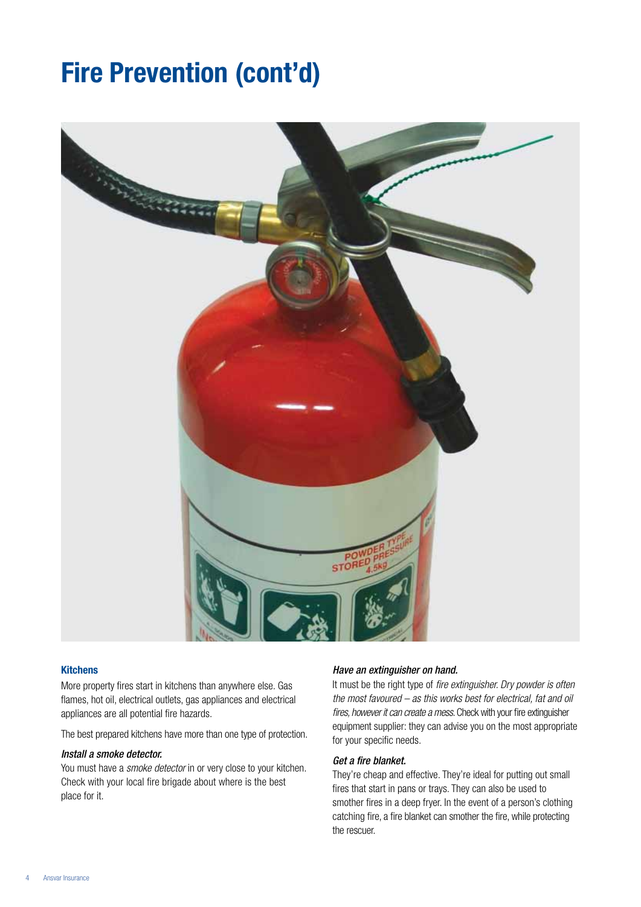# Fire Prevention (cont'd)

## Kitchens

More property fires start in kitchens than anywhere else. Gas flames, hot oil, electrical outlets, gas appliances and electrical appliances are all potential fire hazards.

The best prepared kitchens have more than one type of protection.

### *Install a smoke detector.*

You must have a *smoke detector* in or very close to your kitchen. Check with your local fire brigade about where is the best place for it.

### *Have an extinguisher on hand.*

It must be the right type of *fire extinguisher. Dry powder is often the most favoured – as this works best for electrical, fat and oil fires, however it can create a mess.* Check with your fire extinguisher equipment supplier: they can advise you on the most appropriate for your specific needs.

### *Get a fire blanket.*

They're cheap and effective. They're ideal for putting out small fires that start in pans or trays. They can also be used to smother fires in a deep fryer. In the event of a person's clothing catching fire, a fire blanket can smother the fire, while protecting the rescuer.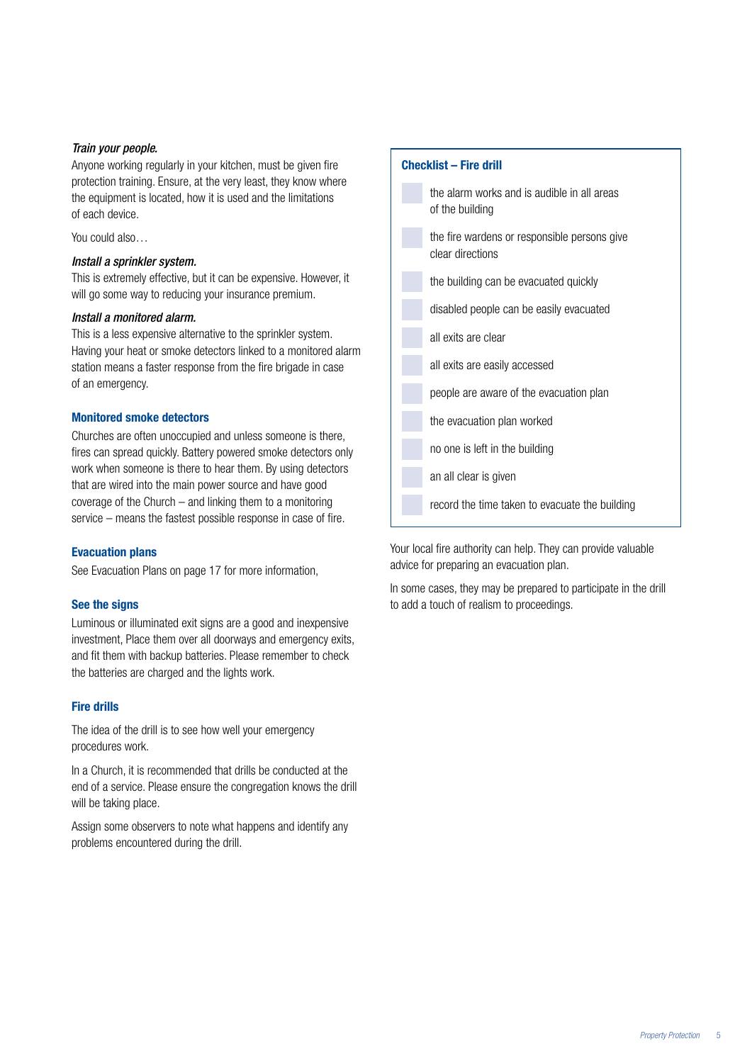*Train your people.*

Anyone working regularly in your kitchen, must be given fire protection training. Ensure, at the very least, they know where the equipment is located, how it is used and the limitations of each device.

You could also…

*Install a sprinkler system.*

This is extremely effective, but it can be expensive. However, it will go some way to reducing your insurance premium.

*Install a monitored alarm.*

This is a less expensive alternative to the sprinkler system. Having your heat or smoke detectors linked to a monitored alarm station means a faster response from the fire brigade in case of an emergency.

### Monitored smoke detectors

Churches are often unoccupied and unless someone is there, fires can spread quickly. Battery powered smoke detectors only work when someone is there to hear them. By using detectors that are wired into the main power source and have good coverage of the Church – and linking them to a monitoring service – means the fastest possible response in case of fire.

### Evacuation plans

See Evacuation Plans on page 17 for more information,

### See the signs

Luminous or illuminated exit signs are a good and inexpensive investment, Place them over all doorways and emergency exits, and fit them with backup batteries. Please remember to check the batteries are charged and the lights work.

### Fire drills

The idea of the drill is to see how well your emergency procedures work.

In a Church, it is recommended that drills be conducted at the end of a service. Please ensure the congregation knows the drill will be taking place.

Assign some observers to note what happens and identify any problems encountered during the drill.

### Checklist – Fire drill

- [ ] the alarm works and is audible in all areas of the building
- [ ] the fire wardens or responsible persons give clear directions
- [ ] the building can be evacuated quickly
- [ ] disabled people can be easily evacuated
- [ ] all exits are clear
- [ ] all exits are easily accessed
- [ ] people are aware of the evacuation plan
- [ ] the evacuation plan worked
- [ ] no one is left in the building
- [ ] an all clear is given
- [ ] record the time taken to evacuate the building

Your local fire authority can help. They can provide valuable advice for preparing an evacuation plan.

In some cases, they may be prepared to participate in the drill to add a touch of realism to proceedings.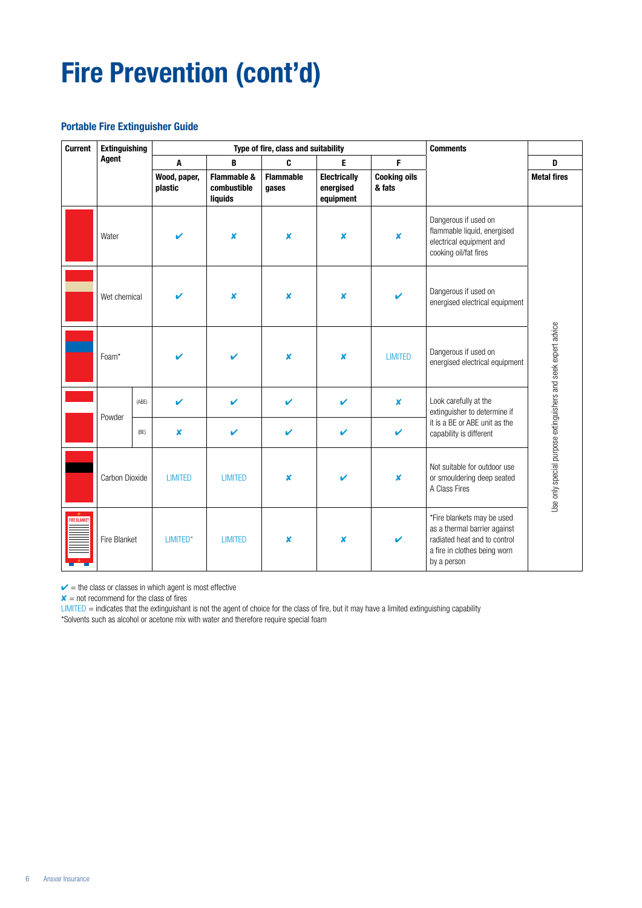# Fire Prevention (cont'd)

### Portable Fire Extinguisher Guide

| Current | Extinguishing Agent | | Type of fire, class and suitability | | | | | Comments | |
|---|---|---|---|---|---|---|---|---|---|
| | | | A | B | C | E | F | | D |
| | | | Wood, paper, plastic | Flammable & combustible liquids | Flammable gases | Electrically energised equipment | Cooking oils & fats | | Metal fires |
| | Water | | ✔ | ✘ | ✘ | ✘ | ✘ | Dangerous if used on flammable liquid, energised electrical equipment and cooking oil/fat fires | Use only special purpose extinguishers and seek expert advice |
| | Wet chemical | | ✔ | ✘ | ✘ | ✘ | ✔ | Dangerous if used on energised electrical equipment | |
| | Foam* | | ✔ | ✔ | ✘ | ✘ | LIMITED | Dangerous if used on energised electrical equipment | |
| | Powder | (ABE) | ✔ | ✔ | ✔ | ✔ | ✘ | Look carefully at the extinguisher to determine if it is a BE or ABE unit as the capability is different | |
| | | (BE) | ✘ | ✔ | ✔ | ✔ | ✔ | | |
| | Carbon Dioxide | | LIMITED | LIMITED | ✘ | ✔ | ✘ | Not suitable for outdoor use or smouldering deep seated A Class Fires | |
| FIRE BLANKET | Fire Blanket | | LIMITED* | LIMITED | ✘ | ✘ | ✔ | *Fire blankets may be used as a thermal barrier against radiated heat and to control a fire in clothes being worn by a person | |

✔ = the class or classes in which agent is most effective

✘ = not recommend for the class of fires

LIMITED = indicates that the extinguishant is not the agent of choice for the class of fire, but it may have a limited extinguishing capability

*Solvents such as alcohol or acetone mix with water and therefore require special foam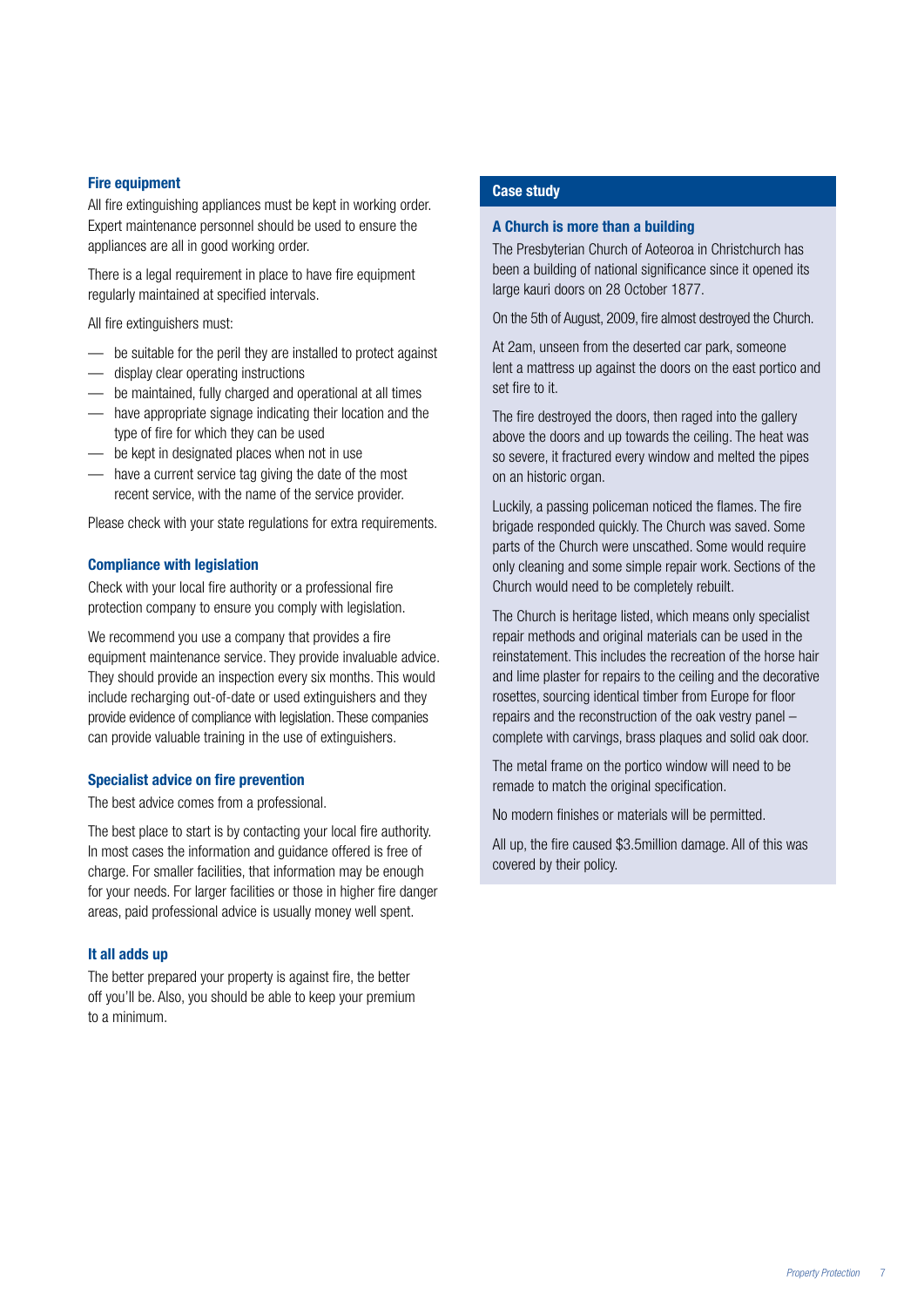### Fire equipment

All fire extinguishing appliances must be kept in working order. Expert maintenance personnel should be used to ensure the appliances are all in good working order.

There is a legal requirement in place to have fire equipment regularly maintained at specified intervals.

All fire extinguishers must:

- be suitable for the peril they are installed to protect against
- display clear operating instructions
- be maintained, fully charged and operational at all times
- have appropriate signage indicating their location and the type of fire for which they can be used
- be kept in designated places when not in use
- have a current service tag giving the date of the most recent service, with the name of the service provider.

Please check with your state regulations for extra requirements.

### Compliance with legislation

Check with your local fire authority or a professional fire protection company to ensure you comply with legislation.

We recommend you use a company that provides a fire equipment maintenance service. They provide invaluable advice. They should provide an inspection every six months. This would include recharging out-of-date or used extinguishers and they provide evidence of compliance with legislation. These companies can provide valuable training in the use of extinguishers.

### Specialist advice on fire prevention

The best advice comes from a professional.

The best place to start is by contacting your local fire authority. In most cases the information and guidance offered is free of charge. For smaller facilities, that information may be enough for your needs. For larger facilities or those in higher fire danger areas, paid professional advice is usually money well spent.

### It all adds up

The better prepared your property is against fire, the better off you'll be. Also, you should be able to keep your premium to a minimum.

## Case study

### A Church is more than a building

The Presbyterian Church of Aoteoroa in Christchurch has been a building of national significance since it opened its large kauri doors on 28 October 1877.

On the 5th of August, 2009, fire almost destroyed the Church.

At 2am, unseen from the deserted car park, someone lent a mattress up against the doors on the east portico and set fire to it.

The fire destroyed the doors, then raged into the gallery above the doors and up towards the ceiling. The heat was so severe, it fractured every window and melted the pipes on an historic organ.

Luckily, a passing policeman noticed the flames. The fire brigade responded quickly. The Church was saved. Some parts of the Church were unscathed. Some would require only cleaning and some simple repair work. Sections of the Church would need to be completely rebuilt.

The Church is heritage listed, which means only specialist repair methods and original materials can be used in the reinstatement. This includes the recreation of the horse hair and lime plaster for repairs to the ceiling and the decorative rosettes, sourcing identical timber from Europe for floor repairs and the reconstruction of the oak vestry panel – complete with carvings, brass plaques and solid oak door.

The metal frame on the portico window will need to be remade to match the original specification.

No modern finishes or materials will be permitted.

All up, the fire caused $3.5million damage. All of this was covered by their policy.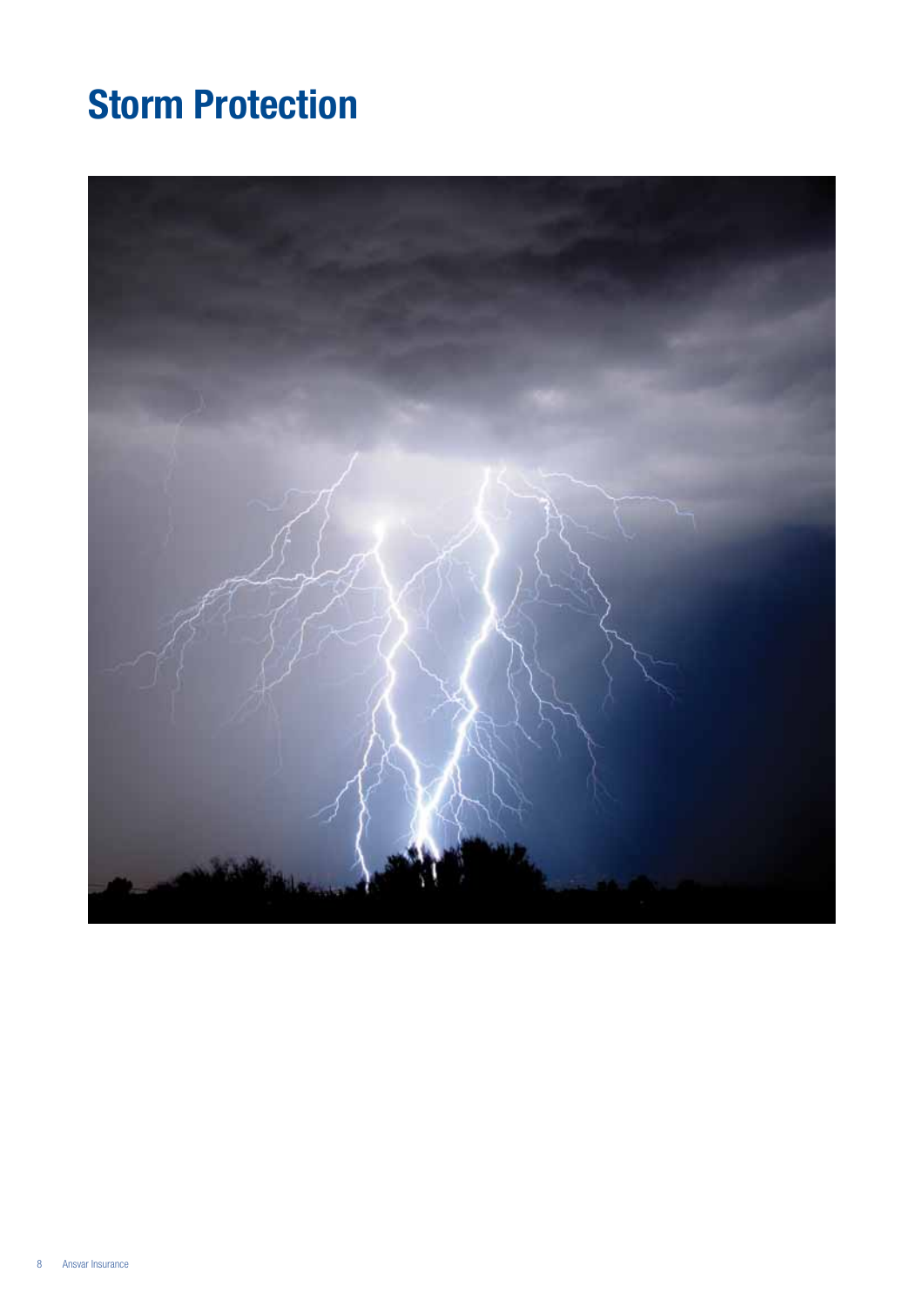# Storm Protection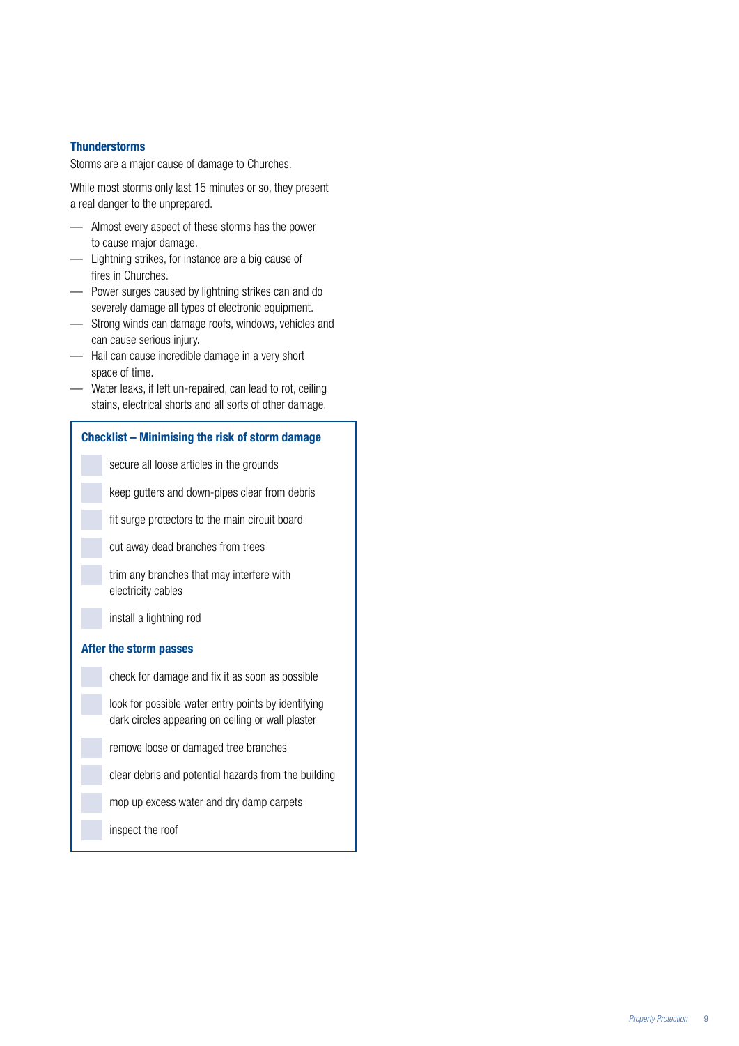### Thunderstorms

Storms are a major cause of damage to Churches.

While most storms only last 15 minutes or so, they present a real danger to the unprepared.

- Almost every aspect of these storms has the power to cause major damage.
- Lightning strikes, for instance are a big cause of fires in Churches.
- Power surges caused by lightning strikes can and do severely damage all types of electronic equipment.
- Strong winds can damage roofs, windows, vehicles and can cause serious injury.
- Hail can cause incredible damage in a very short space of time.
- Water leaks, if left un-repaired, can lead to rot, ceiling stains, electrical shorts and all sorts of other damage.

#### Checklist – Minimising the risk of storm damage

- [ ] secure all loose articles in the grounds
- [ ] keep gutters and down-pipes clear from debris
- [ ] fit surge protectors to the main circuit board
- [ ] cut away dead branches from trees
- [ ] trim any branches that may interfere with electricity cables
- [ ] install a lightning rod

#### After the storm passes

- [ ] check for damage and fix it as soon as possible
- [ ] look for possible water entry points by identifying dark circles appearing on ceiling or wall plaster
- [ ] remove loose or damaged tree branches
- [ ] clear debris and potential hazards from the building
- [ ] mop up excess water and dry damp carpets
- [ ] inspect the roof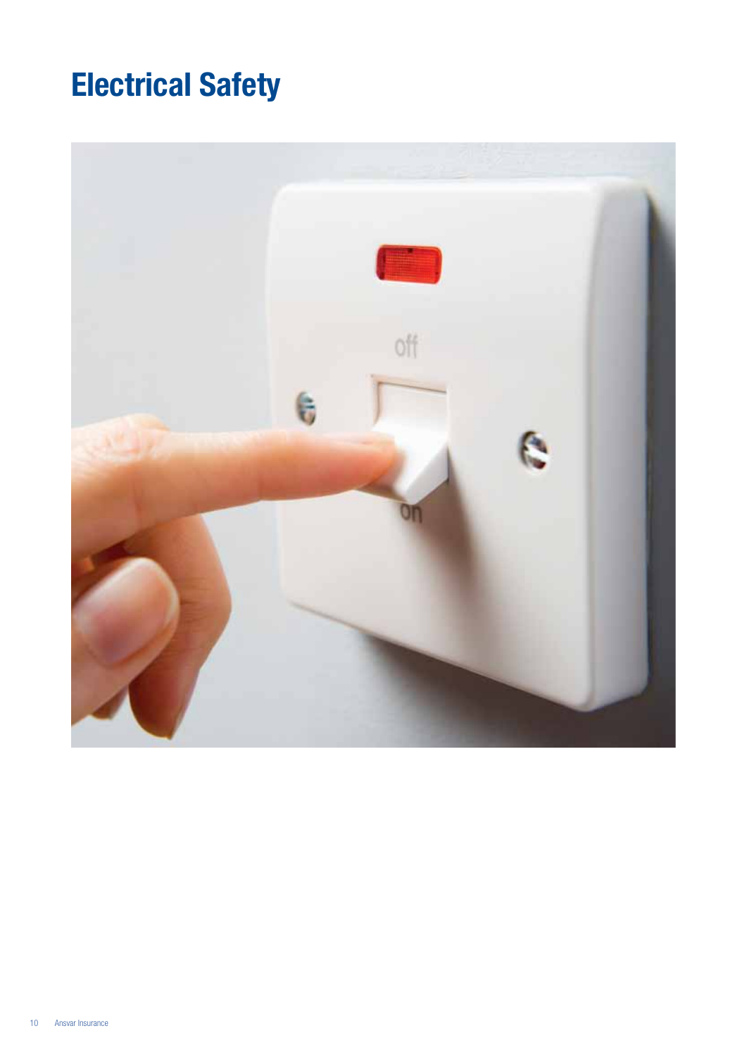# Electrical Safety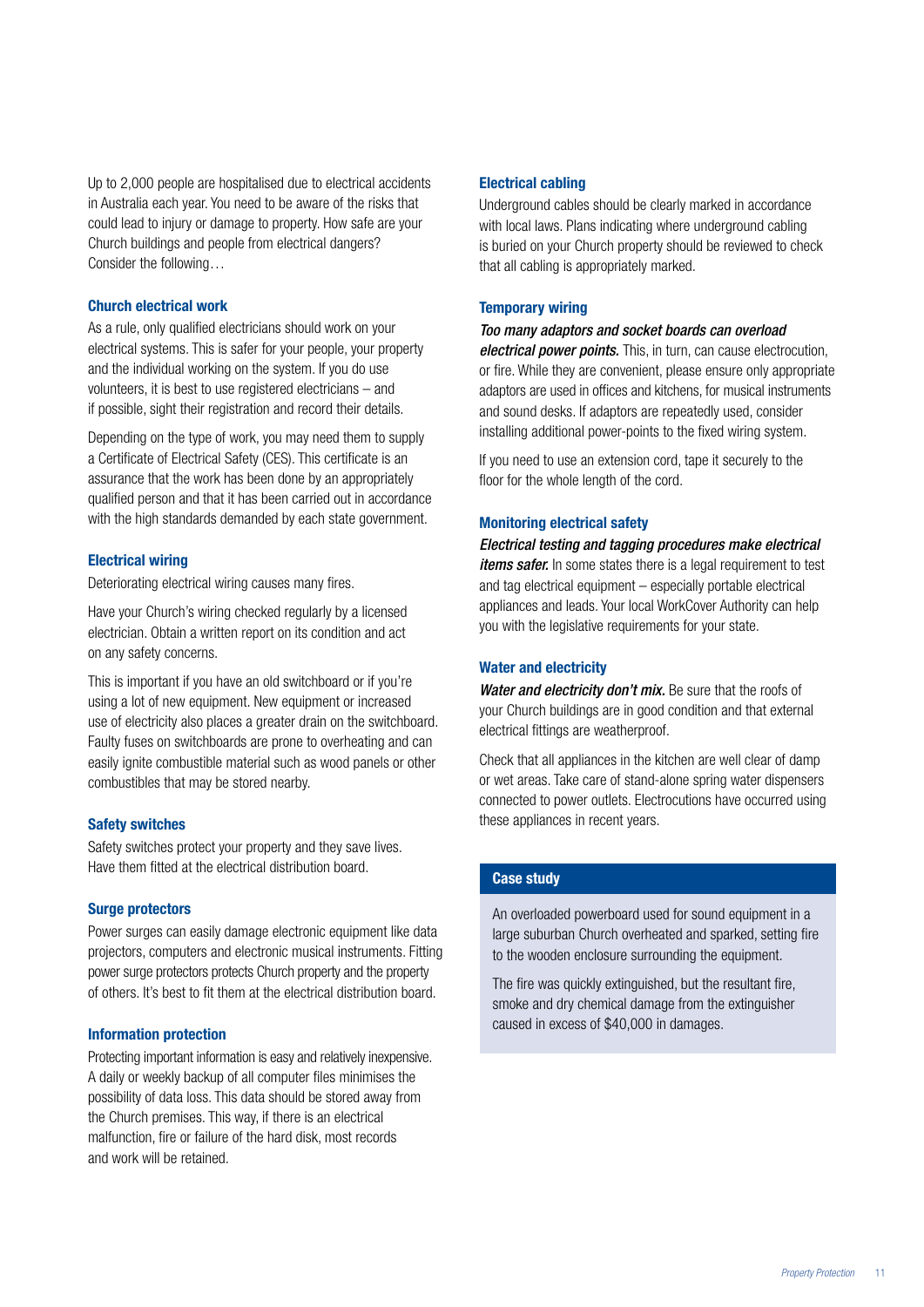Up to 2,000 people are hospitalised due to electrical accidents in Australia each year. You need to be aware of the risks that could lead to injury or damage to property. How safe are your Church buildings and people from electrical dangers? Consider the following…

### Church electrical work

As a rule, only qualified electricians should work on your electrical systems. This is safer for your people, your property and the individual working on the system. If you do use volunteers, it is best to use registered electricians – and if possible, sight their registration and record their details.

Depending on the type of work, you may need them to supply a Certificate of Electrical Safety (CES). This certificate is an assurance that the work has been done by an appropriately qualified person and that it has been carried out in accordance with the high standards demanded by each state government.

### Electrical wiring

Deteriorating electrical wiring causes many fires.

Have your Church's wiring checked regularly by a licensed electrician. Obtain a written report on its condition and act on any safety concerns.

This is important if you have an old switchboard or if you're using a lot of new equipment. New equipment or increased use of electricity also places a greater drain on the switchboard. Faulty fuses on switchboards are prone to overheating and can easily ignite combustible material such as wood panels or other combustibles that may be stored nearby.

### Safety switches

Safety switches protect your property and they save lives. Have them fitted at the electrical distribution board.

### Surge protectors

Power surges can easily damage electronic equipment like data projectors, computers and electronic musical instruments. Fitting power surge protectors protects Church property and the property of others. It's best to fit them at the electrical distribution board.

### Information protection

Protecting important information is easy and relatively inexpensive. A daily or weekly backup of all computer files minimises the possibility of data loss. This data should be stored away from the Church premises. This way, if there is an electrical malfunction, fire or failure of the hard disk, most records and work will be retained.

### Electrical cabling

Underground cables should be clearly marked in accordance with local laws. Plans indicating where underground cabling is buried on your Church property should be reviewed to check that all cabling is appropriately marked.

### Temporary wiring

***Too many adaptors and socket boards can overload electrical power points.*** This, in turn, can cause electrocution, or fire. While they are convenient, please ensure only appropriate adaptors are used in offices and kitchens, for musical instruments and sound desks. If adaptors are repeatedly used, consider installing additional power-points to the fixed wiring system.

If you need to use an extension cord, tape it securely to the floor for the whole length of the cord.

### Monitoring electrical safety

***Electrical testing and tagging procedures make electrical items safer.*** In some states there is a legal requirement to test and tag electrical equipment – especially portable electrical appliances and leads. Your local WorkCover Authority can help you with the legislative requirements for your state.

### Water and electricity

***Water and electricity don't mix.*** Be sure that the roofs of your Church buildings are in good condition and that external electrical fittings are weatherproof.

Check that all appliances in the kitchen are well clear of damp or wet areas. Take care of stand-alone spring water dispensers connected to power outlets. Electrocutions have occurred using these appliances in recent years.

### Case study

An overloaded powerboard used for sound equipment in a large suburban Church overheated and sparked, setting fire to the wooden enclosure surrounding the equipment.

The fire was quickly extinguished, but the resultant fire, smoke and dry chemical damage from the extinguisher caused in excess of $40,000 in damages.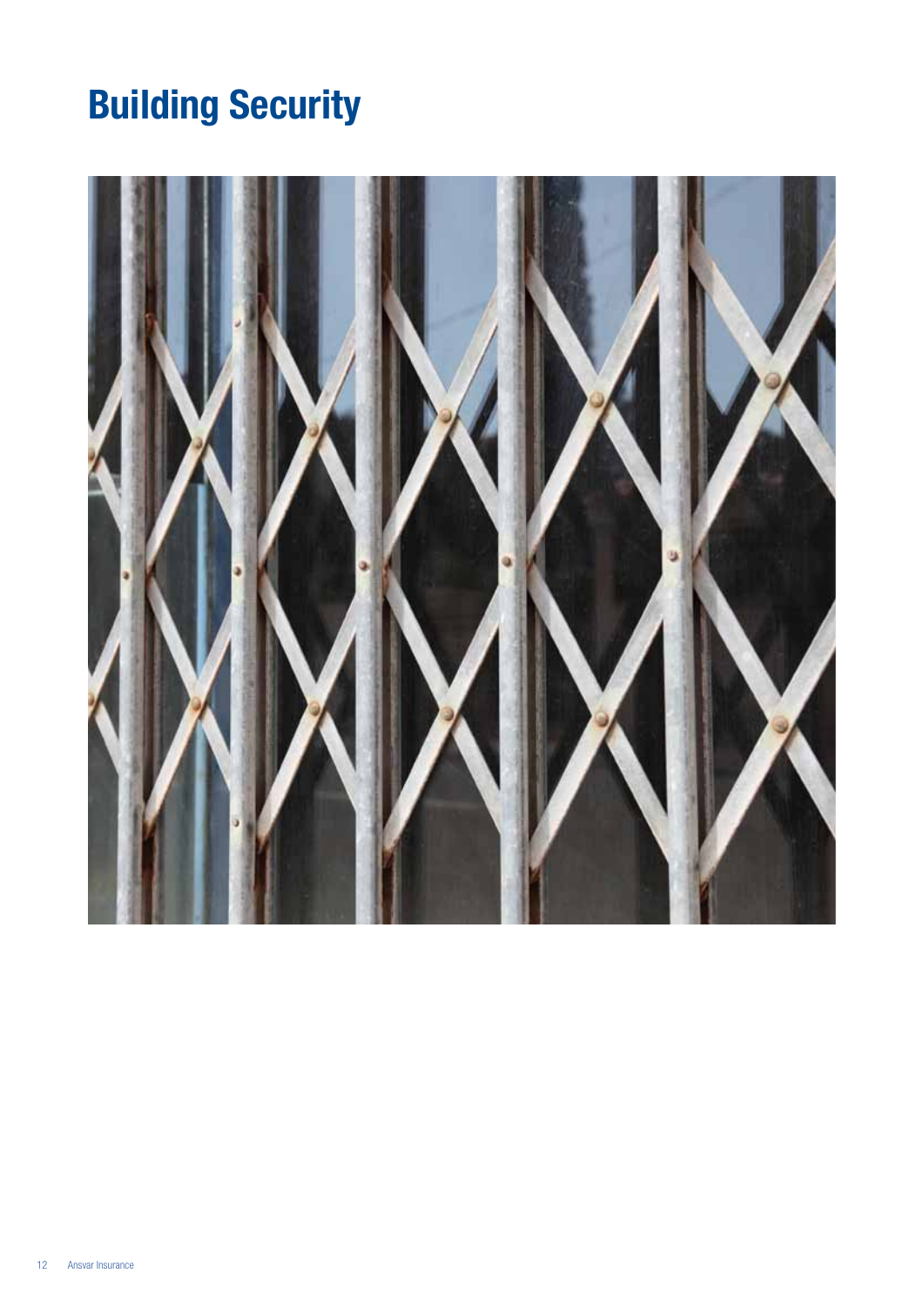# Building Security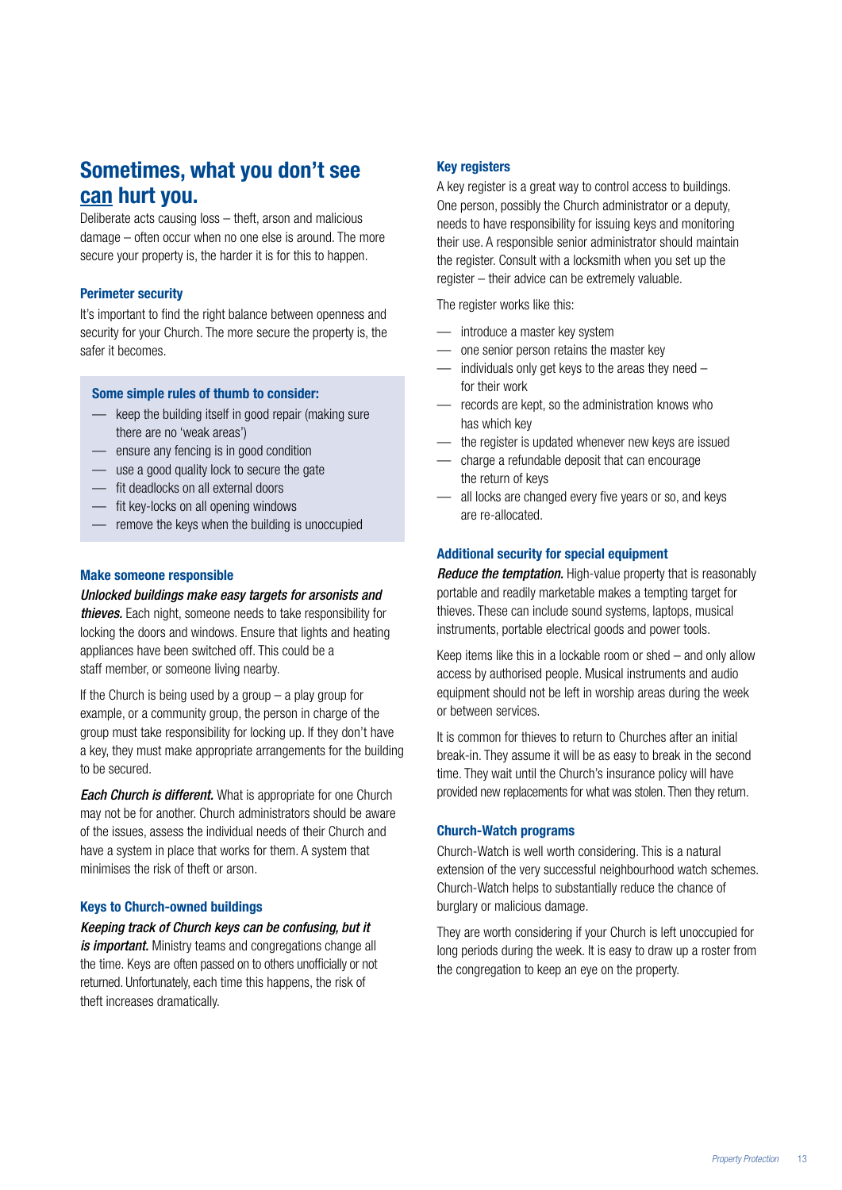## Sometimes, what you don't see can hurt you.

Deliberate acts causing loss – theft, arson and malicious damage – often occur when no one else is around. The more secure your property is, the harder it is for this to happen.

### Perimeter security

It's important to find the right balance between openness and security for your Church. The more secure the property is, the safer it becomes.

**Some simple rules of thumb to consider:**

- keep the building itself in good repair (making sure there are no 'weak areas')
- ensure any fencing is in good condition
- use a good quality lock to secure the gate
- fit deadlocks on all external doors
- fit key-locks on all opening windows
- remove the keys when the building is unoccupied

### Make someone responsible

***Unlocked buildings make easy targets for arsonists and thieves.*** Each night, someone needs to take responsibility for locking the doors and windows. Ensure that lights and heating appliances have been switched off. This could be a staff member, or someone living nearby.

If the Church is being used by a group – a play group for example, or a community group, the person in charge of the group must take responsibility for locking up. If they don't have a key, they must make appropriate arrangements for the building to be secured.

***Each Church is different.*** What is appropriate for one Church may not be for another. Church administrators should be aware of the issues, assess the individual needs of their Church and have a system in place that works for them. A system that minimises the risk of theft or arson.

### Keys to Church-owned buildings

***Keeping track of Church keys can be confusing, but it is important.*** Ministry teams and congregations change all the time. Keys are often passed on to others unofficially or not returned. Unfortunately, each time this happens, the risk of theft increases dramatically.

### Key registers

A key register is a great way to control access to buildings. One person, possibly the Church administrator or a deputy, needs to have responsibility for issuing keys and monitoring their use. A responsible senior administrator should maintain the register. Consult with a locksmith when you set up the register – their advice can be extremely valuable.

The register works like this:

- introduce a master key system
- one senior person retains the master key
- individuals only get keys to the areas they need – for their work
- records are kept, so the administration knows who has which key
- the register is updated whenever new keys are issued
- charge a refundable deposit that can encourage the return of keys
- all locks are changed every five years or so, and keys are re-allocated.

### Additional security for special equipment

***Reduce the temptation.*** High-value property that is reasonably portable and readily marketable makes a tempting target for thieves. These can include sound systems, laptops, musical instruments, portable electrical goods and power tools.

Keep items like this in a lockable room or shed – and only allow access by authorised people. Musical instruments and audio equipment should not be left in worship areas during the week or between services.

It is common for thieves to return to Churches after an initial break-in. They assume it will be as easy to break in the second time. They wait until the Church's insurance policy will have provided new replacements for what was stolen. Then they return.

### Church-Watch programs

Church-Watch is well worth considering. This is a natural extension of the very successful neighbourhood watch schemes. Church-Watch helps to substantially reduce the chance of burglary or malicious damage.

They are worth considering if your Church is left unoccupied for long periods during the week. It is easy to draw up a roster from the congregation to keep an eye on the property.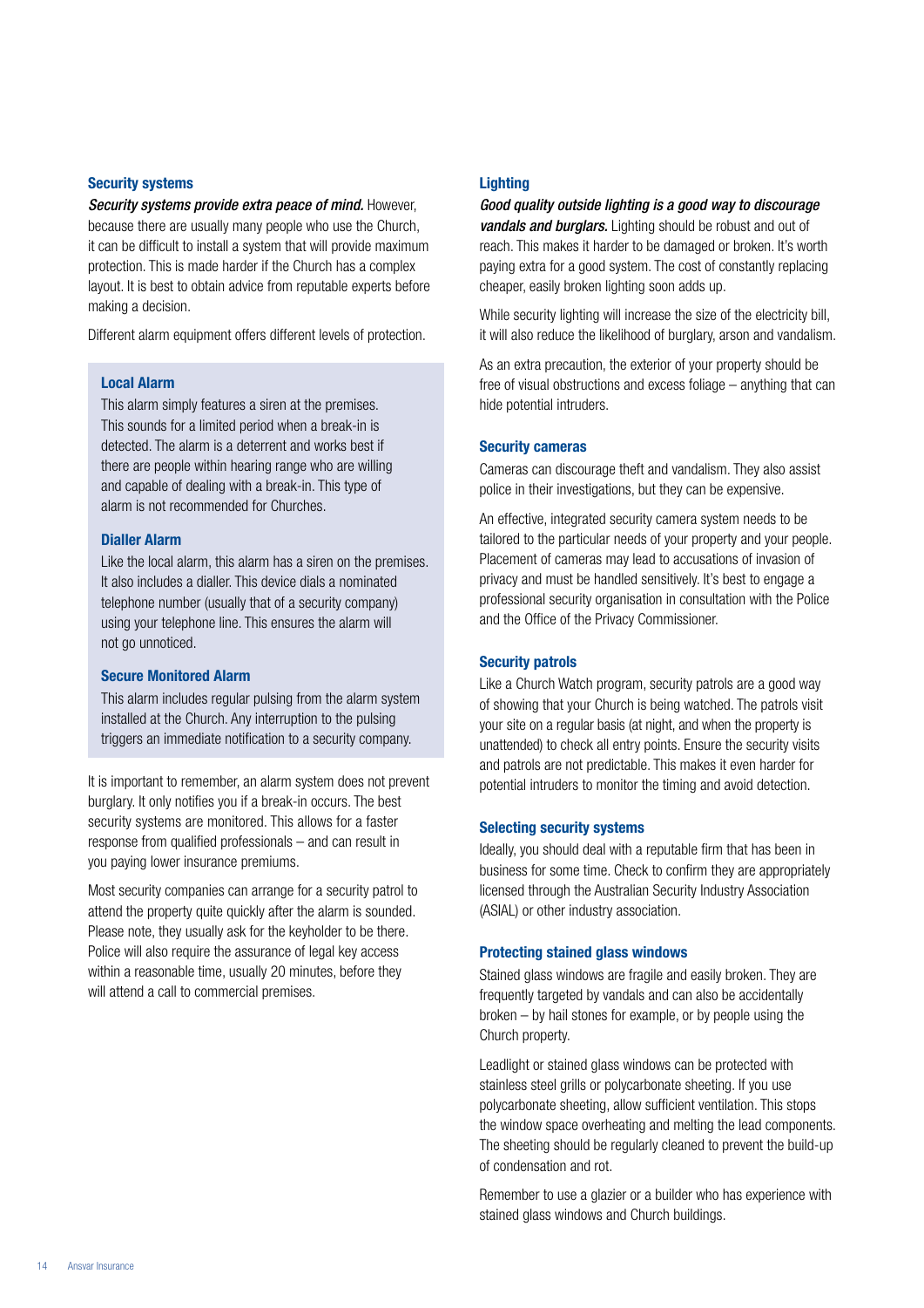### Security systems

***Security systems provide extra peace of mind.*** However, because there are usually many people who use the Church, it can be difficult to install a system that will provide maximum protection. This is made harder if the Church has a complex layout. It is best to obtain advice from reputable experts before making a decision.

Different alarm equipment offers different levels of protection.

#### Local Alarm

This alarm simply features a siren at the premises. This sounds for a limited period when a break-in is detected. The alarm is a deterrent and works best if there are people within hearing range who are willing and capable of dealing with a break-in. This type of alarm is not recommended for Churches.

#### Dialler Alarm

Like the local alarm, this alarm has a siren on the premises. It also includes a dialler. This device dials a nominated telephone number (usually that of a security company) using your telephone line. This ensures the alarm will not go unnoticed.

#### Secure Monitored Alarm

This alarm includes regular pulsing from the alarm system installed at the Church. Any interruption to the pulsing triggers an immediate notification to a security company.

It is important to remember, an alarm system does not prevent burglary. It only notifies you if a break-in occurs. The best security systems are monitored. This allows for a faster response from qualified professionals – and can result in you paying lower insurance premiums.

Most security companies can arrange for a security patrol to attend the property quite quickly after the alarm is sounded. Please note, they usually ask for the keyholder to be there. Police will also require the assurance of legal key access within a reasonable time, usually 20 minutes, before they will attend a call to commercial premises.

### Lighting

***Good quality outside lighting is a good way to discourage vandals and burglars.*** Lighting should be robust and out of reach. This makes it harder to be damaged or broken. It's worth paying extra for a good system. The cost of constantly replacing cheaper, easily broken lighting soon adds up.

While security lighting will increase the size of the electricity bill, it will also reduce the likelihood of burglary, arson and vandalism.

As an extra precaution, the exterior of your property should be free of visual obstructions and excess foliage – anything that can hide potential intruders.

### Security cameras

Cameras can discourage theft and vandalism. They also assist police in their investigations, but they can be expensive.

An effective, integrated security camera system needs to be tailored to the particular needs of your property and your people. Placement of cameras may lead to accusations of invasion of privacy and must be handled sensitively. It's best to engage a professional security organisation in consultation with the Police and the Office of the Privacy Commissioner.

### Security patrols

Like a Church Watch program, security patrols are a good way of showing that your Church is being watched. The patrols visit your site on a regular basis (at night, and when the property is unattended) to check all entry points. Ensure the security visits and patrols are not predictable. This makes it even harder for potential intruders to monitor the timing and avoid detection.

### Selecting security systems

Ideally, you should deal with a reputable firm that has been in business for some time. Check to confirm they are appropriately licensed through the Australian Security Industry Association (ASIAL) or other industry association.

### Protecting stained glass windows

Stained glass windows are fragile and easily broken. They are frequently targeted by vandals and can also be accidentally broken – by hail stones for example, or by people using the Church property.

Leadlight or stained glass windows can be protected with stainless steel grills or polycarbonate sheeting. If you use polycarbonate sheeting, allow sufficient ventilation. This stops the window space overheating and melting the lead components. The sheeting should be regularly cleaned to prevent the build-up of condensation and rot.

Remember to use a glazier or a builder who has experience with stained glass windows and Church buildings.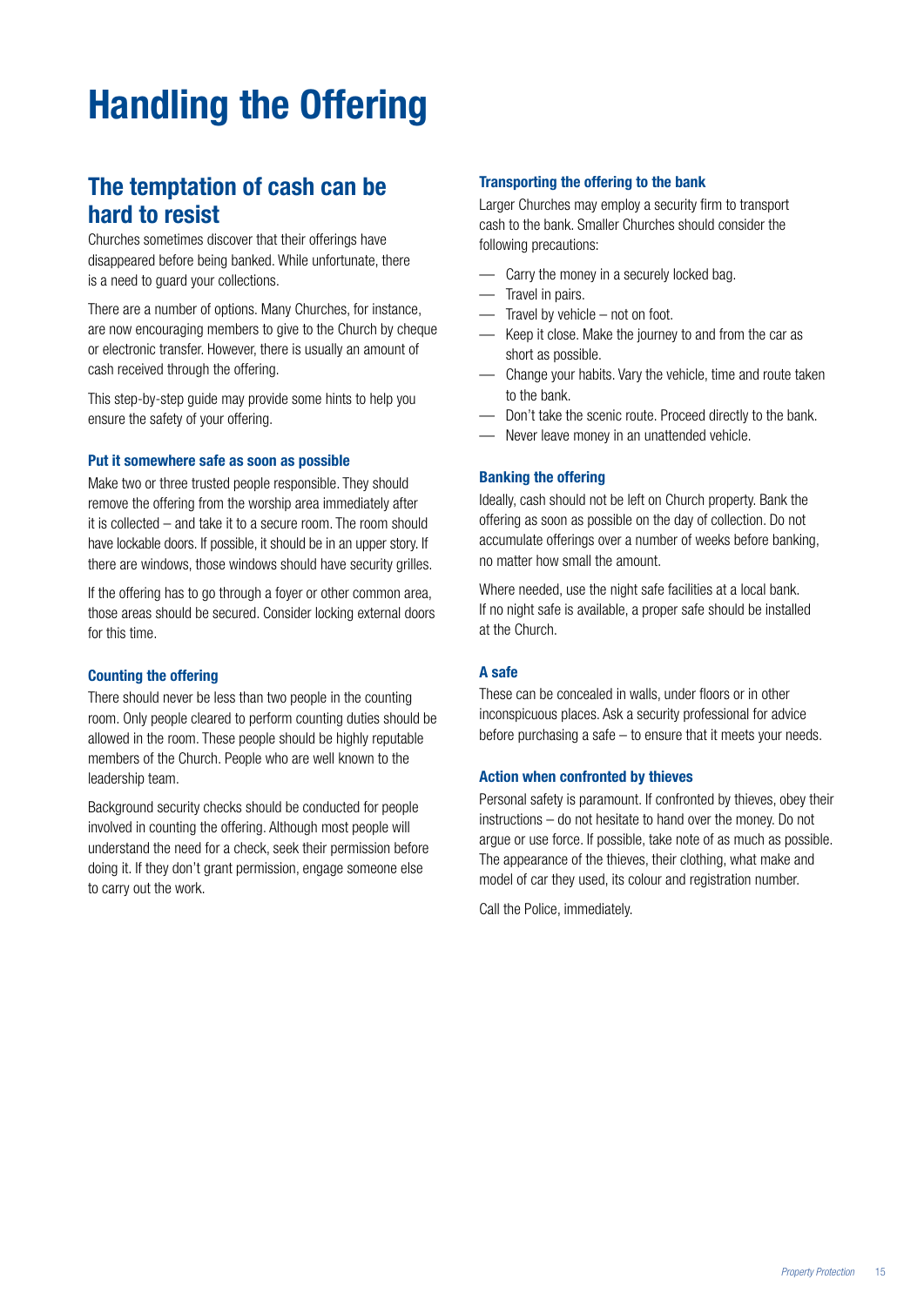# Handling the Offering

## The temptation of cash can be hard to resist

Churches sometimes discover that their offerings have disappeared before being banked. While unfortunate, there is a need to guard your collections.

There are a number of options. Many Churches, for instance, are now encouraging members to give to the Church by cheque or electronic transfer. However, there is usually an amount of cash received through the offering.

This step-by-step guide may provide some hints to help you ensure the safety of your offering.

### Put it somewhere safe as soon as possible

Make two or three trusted people responsible. They should remove the offering from the worship area immediately after it is collected – and take it to a secure room. The room should have lockable doors. If possible, it should be in an upper story. If there are windows, those windows should have security grilles.

If the offering has to go through a foyer or other common area, those areas should be secured. Consider locking external doors for this time.

### Counting the offering

There should never be less than two people in the counting room. Only people cleared to perform counting duties should be allowed in the room. These people should be highly reputable members of the Church. People who are well known to the leadership team.

Background security checks should be conducted for people involved in counting the offering. Although most people will understand the need for a check, seek their permission before doing it. If they don't grant permission, engage someone else to carry out the work.

### Transporting the offering to the bank

Larger Churches may employ a security firm to transport cash to the bank. Smaller Churches should consider the following precautions:

- Carry the money in a securely locked bag.
- Travel in pairs.
- Travel by vehicle – not on foot.
- Keep it close. Make the journey to and from the car as short as possible.
- Change your habits. Vary the vehicle, time and route taken to the bank.
- Don't take the scenic route. Proceed directly to the bank.
- Never leave money in an unattended vehicle.

### Banking the offering

Ideally, cash should not be left on Church property. Bank the offering as soon as possible on the day of collection. Do not accumulate offerings over a number of weeks before banking, no matter how small the amount.

Where needed, use the night safe facilities at a local bank. If no night safe is available, a proper safe should be installed at the Church.

### A safe

These can be concealed in walls, under floors or in other inconspicuous places. Ask a security professional for advice before purchasing a safe – to ensure that it meets your needs.

### Action when confronted by thieves

Personal safety is paramount. If confronted by thieves, obey their instructions – do not hesitate to hand over the money. Do not argue or use force. If possible, take note of as much as possible. The appearance of the thieves, their clothing, what make and model of car they used, its colour and registration number.

Call the Police, immediately.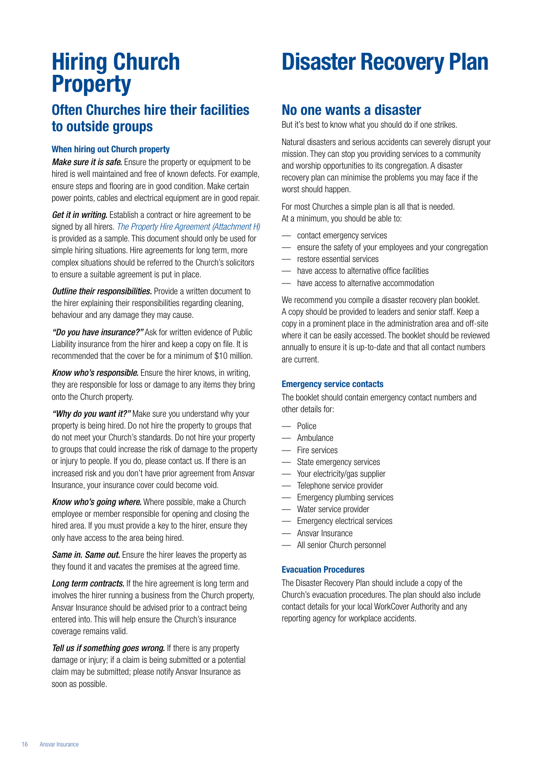# Hiring Church Property

## Often Churches hire their facilities to outside groups

### When hiring out Church property

***Make sure it is safe.*** Ensure the property or equipment to be hired is well maintained and free of known defects. For example, ensure steps and flooring are in good condition. Make certain power points, cables and electrical equipment are in good repair.

***Get it in writing.*** Establish a contract or hire agreement to be signed by all hirers. *The Property Hire Agreement (Attachment H)* is provided as a sample. This document should only be used for simple hiring situations. Hire agreements for long term, more complex situations should be referred to the Church's solicitors to ensure a suitable agreement is put in place.

***Outline their responsibilities.*** Provide a written document to the hirer explaining their responsibilities regarding cleaning, behaviour and any damage they may cause.

***"Do you have insurance?"*** Ask for written evidence of Public Liability insurance from the hirer and keep a copy on file. It is recommended that the cover be for a minimum of $10 million.

***Know who's responsible.*** Ensure the hirer knows, in writing, they are responsible for loss or damage to any items they bring onto the Church property.

***"Why do you want it?"*** Make sure you understand why your property is being hired. Do not hire the property to groups that do not meet your Church's standards. Do not hire your property to groups that could increase the risk of damage to the property or injury to people. If you do, please contact us. If there is an increased risk and you don't have prior agreement from Ansvar Insurance, your insurance cover could become void.

***Know who's going where.*** Where possible, make a Church employee or member responsible for opening and closing the hired area. If you must provide a key to the hirer, ensure they only have access to the area being hired.

***Same in. Same out.*** Ensure the hirer leaves the property as they found it and vacates the premises at the agreed time.

***Long term contracts.*** If the hire agreement is long term and involves the hirer running a business from the Church property, Ansvar Insurance should be advised prior to a contract being entered into. This will help ensure the Church's insurance coverage remains valid.

***Tell us if something goes wrong.*** If there is any property damage or injury; if a claim is being submitted or a potential claim may be submitted; please notify Ansvar Insurance as soon as possible.

# Disaster Recovery Plan

## No one wants a disaster

But it's best to know what you should do if one strikes.

Natural disasters and serious accidents can severely disrupt your mission. They can stop you providing services to a community and worship opportunities to its congregation. A disaster recovery plan can minimise the problems you may face if the worst should happen.

For most Churches a simple plan is all that is needed. At a minimum, you should be able to:

- contact emergency services
- ensure the safety of your employees and your congregation
- restore essential services
- have access to alternative office facilities
- have access to alternative accommodation

We recommend you compile a disaster recovery plan booklet. A copy should be provided to leaders and senior staff. Keep a copy in a prominent place in the administration area and off-site where it can be easily accessed. The booklet should be reviewed annually to ensure it is up-to-date and that all contact numbers are current.

### Emergency service contacts

The booklet should contain emergency contact numbers and other details for:

- Police
- Ambulance
- Fire services
- State emergency services
- Your electricity/gas supplier
- Telephone service provider
- Emergency plumbing services
- Water service provider
- Emergency electrical services
- Ansvar Insurance
- All senior Church personnel

### Evacuation Procedures

The Disaster Recovery Plan should include a copy of the Church's evacuation procedures. The plan should also include contact details for your local WorkCover Authority and any reporting agency for workplace accidents.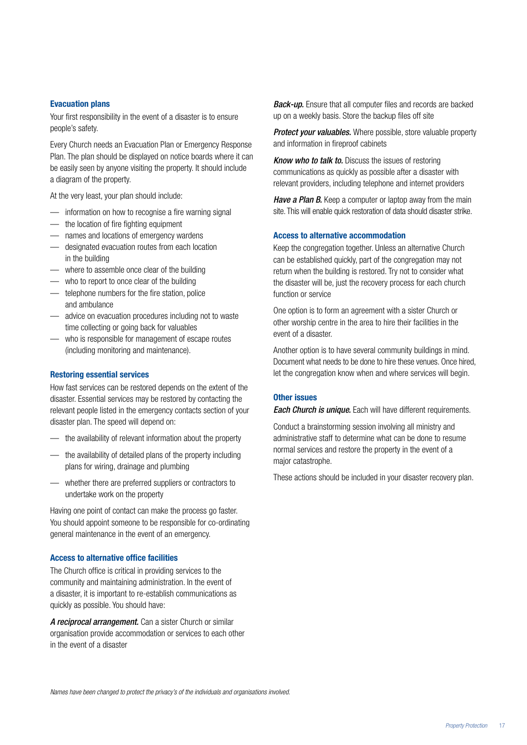### Evacuation plans

Your first responsibility in the event of a disaster is to ensure people's safety.

Every Church needs an Evacuation Plan or Emergency Response Plan. The plan should be displayed on notice boards where it can be easily seen by anyone visiting the property. It should include a diagram of the property.

At the very least, your plan should include:

- information on how to recognise a fire warning signal
- the location of fire fighting equipment
- names and locations of emergency wardens
- designated evacuation routes from each location in the building
- where to assemble once clear of the building
- who to report to once clear of the building
- telephone numbers for the fire station, police and ambulance
- advice on evacuation procedures including not to waste time collecting or going back for valuables
- who is responsible for management of escape routes (including monitoring and maintenance).

### Restoring essential services

How fast services can be restored depends on the extent of the disaster. Essential services may be restored by contacting the relevant people listed in the emergency contacts section of your disaster plan. The speed will depend on:

- the availability of relevant information about the property
- the availability of detailed plans of the property including plans for wiring, drainage and plumbing
- whether there are preferred suppliers or contractors to undertake work on the property

Having one point of contact can make the process go faster. You should appoint someone to be responsible for co-ordinating general maintenance in the event of an emergency.

### Access to alternative office facilities

The Church office is critical in providing services to the community and maintaining administration. In the event of a disaster, it is important to re-establish communications as quickly as possible. You should have:

***A reciprocal arrangement.*** Can a sister Church or similar organisation provide accommodation or services to each other in the event of a disaster

***Back-up.*** Ensure that all computer files and records are backed up on a weekly basis. Store the backup files off site

***Protect your valuables.*** Where possible, store valuable property and information in fireproof cabinets

***Know who to talk to.*** Discuss the issues of restoring communications as quickly as possible after a disaster with relevant providers, including telephone and internet providers

***Have a Plan B.*** Keep a computer or laptop away from the main site. This will enable quick restoration of data should disaster strike.

### Access to alternative accommodation

Keep the congregation together. Unless an alternative Church can be established quickly, part of the congregation may not return when the building is restored. Try not to consider what the disaster will be, just the recovery process for each church function or service

One option is to form an agreement with a sister Church or other worship centre in the area to hire their facilities in the event of a disaster.

Another option is to have several community buildings in mind. Document what needs to be done to hire these venues. Once hired, let the congregation know when and where services will begin.

### Other issues

***Each Church is unique.*** Each will have different requirements.

Conduct a brainstorming session involving all ministry and administrative staff to determine what can be done to resume normal services and restore the property in the event of a major catastrophe.

These actions should be included in your disaster recovery plan.

*Names have been changed to protect the privacy's of the individuals and organisations involved.*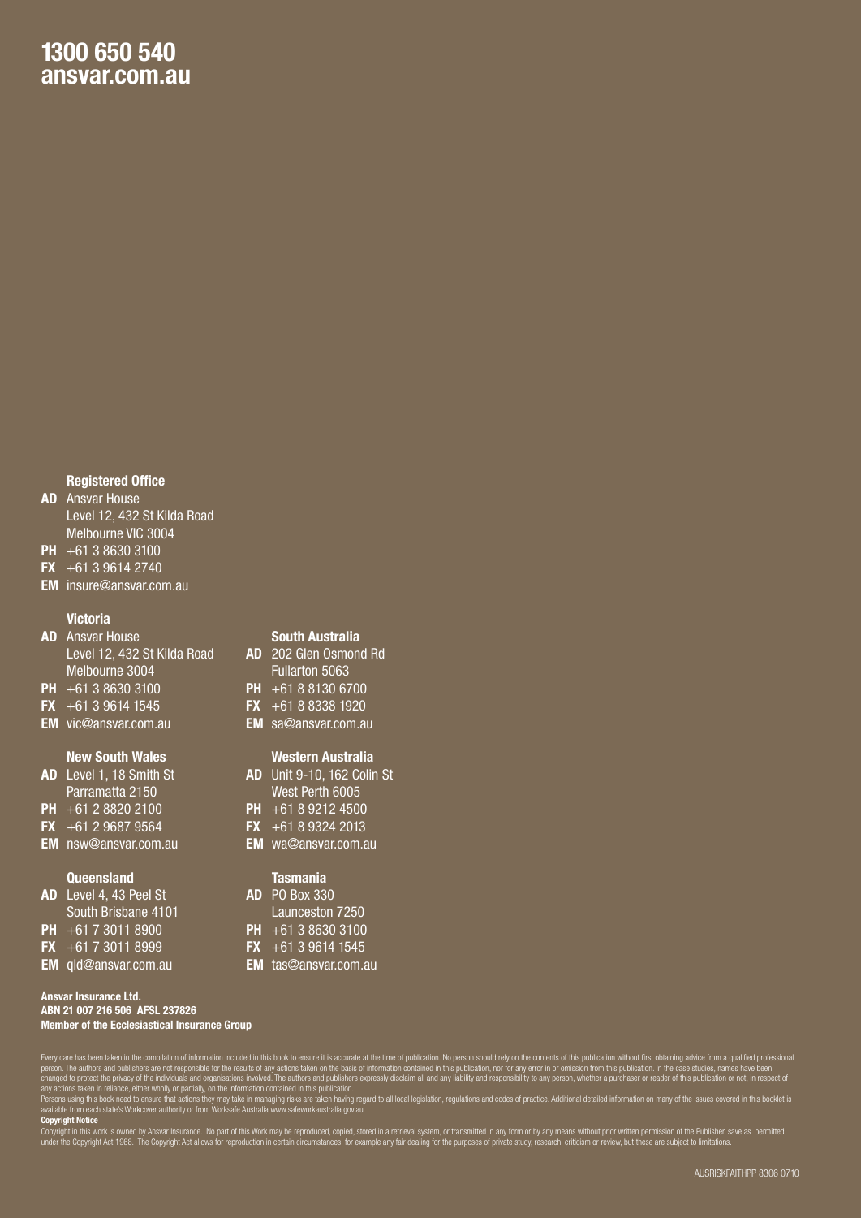**1300 650 540**
**ansvar.com.au**

### Registered Office

**AD** Ansvar House
Level 12, 432 St Kilda Road
Melbourne VIC 3004
**PH** +61 3 8630 3100
**FX** +61 3 9614 2740
**EM** insure@ansvar.com.au

### Victoria

**AD** Ansvar House
Level 12, 432 St Kilda Road
Melbourne 3004
**PH** +61 3 8630 3100
**FX** +61 3 9614 1545
**EM** vic@ansvar.com.au

### New South Wales

**AD** Level 1, 18 Smith St
Parramatta 2150
**PH** +61 2 8820 2100
**FX** +61 2 9687 9564
**EM** nsw@ansvar.com.au

### Queensland

**AD** Level 4, 43 Peel St
South Brisbane 4101
**PH** +61 7 3011 8900
**FX** +61 7 3011 8999
**EM** qld@ansvar.com.au

### South Australia

**AD** 202 Glen Osmond Rd
Fullarton 5063
**PH** +61 8 8130 6700
**FX** +61 8 8338 1920
**EM** sa@ansvar.com.au

### Western Australia

**AD** Unit 9-10, 162 Colin St
West Perth 6005
**PH** +61 8 9212 4500
**FX** +61 8 9324 2013
**EM** wa@ansvar.com.au

### Tasmania

**AD** PO Box 330
Launceston 7250
**PH** +61 3 8630 3100
**FX** +61 3 9614 1545
**EM** tas@ansvar.com.au

**Ansvar Insurance Ltd.**
**ABN 21 007 216 506 AFSL 237826**
**Member of the Ecclesiastical Insurance Group**

Every care has been taken in the compilation of information included in this book to ensure it is accurate at the time of publication. No person should rely on the contents of this publication without first obtaining advice from a qualified professional person. The authors and publishers are not responsible for the results of any actions taken on the basis of information contained in this publication, nor for any error in or omission from this publication. In the case studies, names have been changed to protect the privacy of the individuals and organisations involved. The authors and publishers expressly disclaim all and any liability and responsibility to any person, whether a purchaser or reader of this publication or not, in respect of any actions taken in reliance, either wholly or partially, on the information contained in this publication.
Persons using this book need to ensure that actions they may take in managing risks are taken having regard to all local legislation, regulations and codes of practice. Additional detailed information on many of the issues covered in this booklet is available from each state's Workcover authority or from Worksafe Australia www.safeworkaustralia.gov.au

**Copyright Notice**
Copyright in this work is owned by Ansvar Insurance. No part of this Work may be reproduced, copied, stored in a retrieval system, or transmitted in any form or by any means without prior written permission of the Publisher, save as permitted under the Copyright Act 1968. The Copyright Act allows for reproduction in certain circumstances, for example any fair dealing for the purposes of private study, research, criticism or review, but these are subject to limitations.

AUSRISKFAITHPP 8306 0710